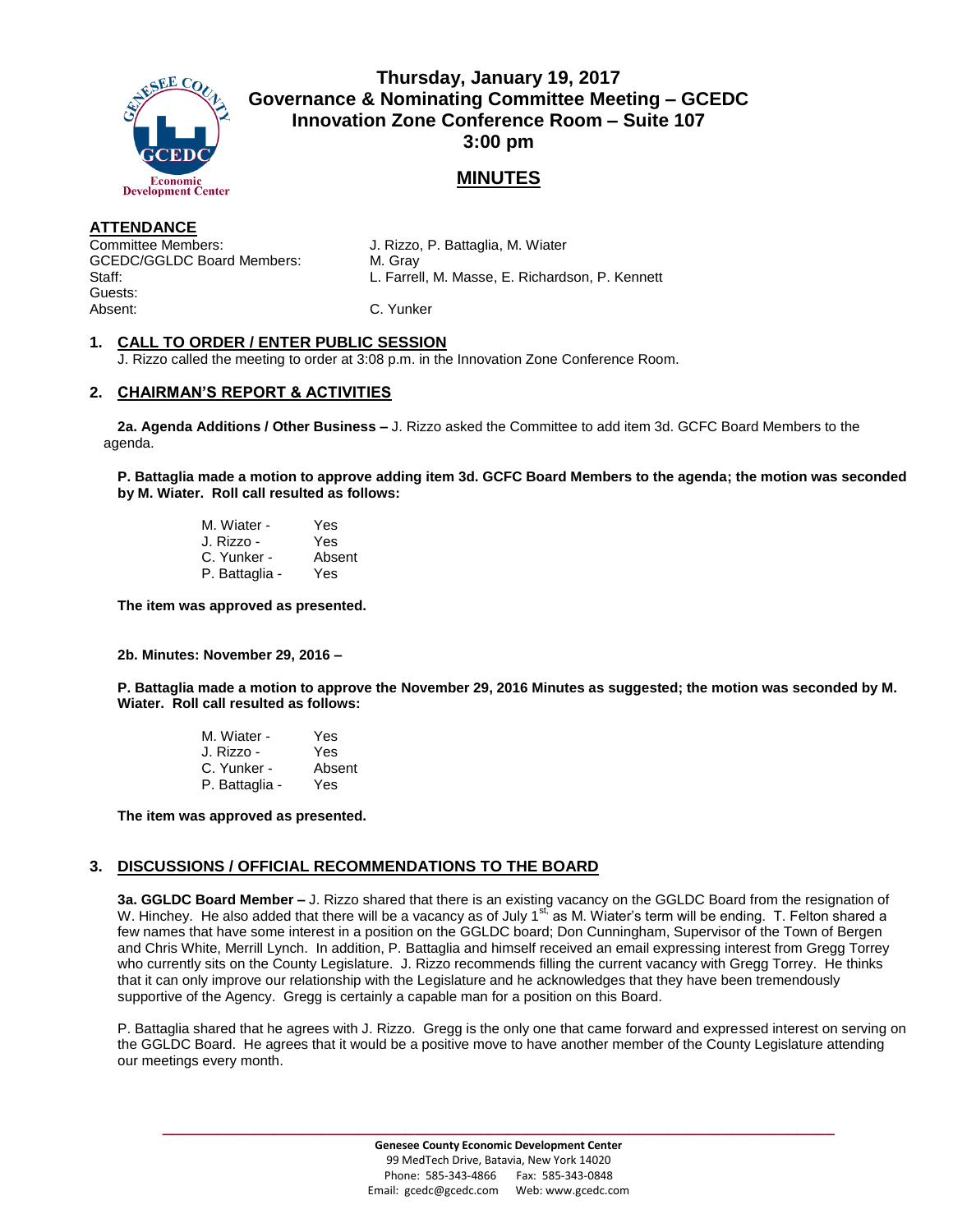# Thursday, January 19, 2017
# Governance & Nominating Committee Meeting – GCEDC
# Innovation Zone Conference Room – Suite 107
# 3:00 pm

## MINUTES

**ATTENDANCE**

| | |
|---|---|
| Committee Members: | J. Rizzo, P. Battaglia, M. Wiater |
| GCEDC/GGLDC Board Members: | M. Gray |
| Staff: | L. Farrell, M. Masse, E. Richardson, P. Kennett |
| Guests: | |
| Absent: | C. Yunker |

### 1. CALL TO ORDER / ENTER PUBLIC SESSION

J. Rizzo called the meeting to order at 3:08 p.m. in the Innovation Zone Conference Room.

### 2. CHAIRMAN'S REPORT & ACTIVITIES

**2a. Agenda Additions / Other Business –** J. Rizzo asked the Committee to add item 3d. GCFC Board Members to the agenda.

**P. Battaglia made a motion to approve adding item 3d. GCFC Board Members to the agenda; the motion was seconded by M. Wiater. Roll call resulted as follows:**

| | |
|---|---|
| M. Wiater - | Yes |
| J. Rizzo - | Yes |
| C. Yunker - | Absent |
| P. Battaglia - | Yes |

**The item was approved as presented.**

**2b. Minutes: November 29, 2016 –**

**P. Battaglia made a motion to approve the November 29, 2016 Minutes as suggested; the motion was seconded by M. Wiater. Roll call resulted as follows:**

| | |
|---|---|
| M. Wiater - | Yes |
| J. Rizzo - | Yes |
| C. Yunker - | Absent |
| P. Battaglia - | Yes |

**The item was approved as presented.**

### 3. DISCUSSIONS / OFFICIAL RECOMMENDATIONS TO THE BOARD

**3a. GGLDC Board Member –** J. Rizzo shared that there is an existing vacancy on the GGLDC Board from the resignation of W. Hinchey. He also added that there will be a vacancy as of July 1st, as M. Wiater's term will be ending. T. Felton shared a few names that have some interest in a position on the GGLDC board; Don Cunningham, Supervisor of the Town of Bergen and Chris White, Merrill Lynch. In addition, P. Battaglia and himself received an email expressing interest from Gregg Torrey who currently sits on the County Legislature. J. Rizzo recommends filling the current vacancy with Gregg Torrey. He thinks that it can only improve our relationship with the Legislature and he acknowledges that they have been tremendously supportive of the Agency. Gregg is certainly a capable man for a position on this Board.

P. Battaglia shared that he agrees with J. Rizzo. Gregg is the only one that came forward and expressed interest on serving on the GGLDC Board. He agrees that it would be a positive move to have another member of the County Legislature attending our meetings every month.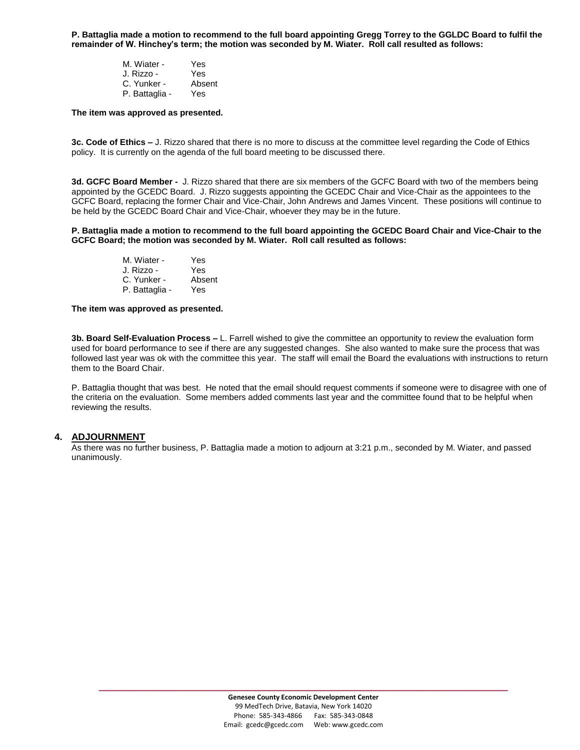**P. Battaglia made a motion to recommend to the full board appointing Gregg Torrey to the GGLDC Board to fulfil the remainder of W. Hinchey's term; the motion was seconded by M. Wiater. Roll call resulted as follows:**

| | |
|---|---|
| M. Wiater - | Yes |
| J. Rizzo - | Yes |
| C. Yunker - | Absent |
| P. Battaglia - | Yes |

**The item was approved as presented.**

**3c. Code of Ethics –** J. Rizzo shared that there is no more to discuss at the committee level regarding the Code of Ethics policy. It is currently on the agenda of the full board meeting to be discussed there.

**3d. GCFC Board Member -** J. Rizzo shared that there are six members of the GCFC Board with two of the members being appointed by the GCEDC Board. J. Rizzo suggests appointing the GCEDC Chair and Vice-Chair as the appointees to the GCFC Board, replacing the former Chair and Vice-Chair, John Andrews and James Vincent. These positions will continue to be held by the GCEDC Board Chair and Vice-Chair, whoever they may be in the future.

**P. Battaglia made a motion to recommend to the full board appointing the GCEDC Board Chair and Vice-Chair to the GCFC Board; the motion was seconded by M. Wiater. Roll call resulted as follows:**

| | |
|---|---|
| M. Wiater - | Yes |
| J. Rizzo - | Yes |
| C. Yunker - | Absent |
| P. Battaglia - | Yes |

**The item was approved as presented.**

**3b. Board Self-Evaluation Process –** L. Farrell wished to give the committee an opportunity to review the evaluation form used for board performance to see if there are any suggested changes. She also wanted to make sure the process that was followed last year was ok with the committee this year. The staff will email the Board the evaluations with instructions to return them to the Board Chair.

P. Battaglia thought that was best. He noted that the email should request comments if someone were to disagree with one of the criteria on the evaluation. Some members added comments last year and the committee found that to be helpful when reviewing the results.

## 4. ADJOURNMENT

As there was no further business, P. Battaglia made a motion to adjourn at 3:21 p.m., seconded by M. Wiater, and passed unanimously.